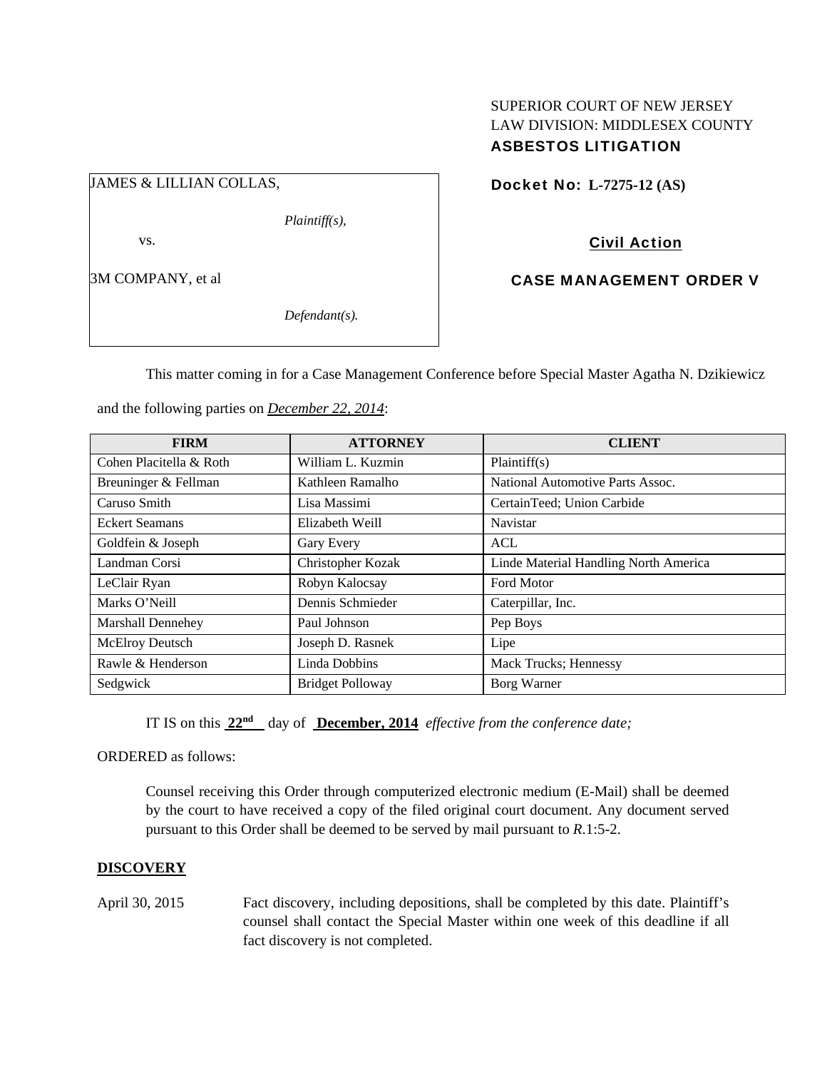SUPERIOR COURT OF NEW JERSEY
LAW DIVISION: MIDDLESEX COUNTY
**ASBESTOS LITIGATION**

JAMES & LILLIAN COLLAS,

*Plaintiff(s),*

vs.

3M COMPANY, et al

*Defendant(s).*

**Docket No: L-7275-12 (AS)**

**Civil Action**

**CASE MANAGEMENT ORDER V**

This matter coming in for a Case Management Conference before Special Master Agatha N. Dzikiewicz and the following parties on ***December 22, 2014***:

| FIRM | ATTORNEY | CLIENT |
|---|---|---|
| Cohen Placitella & Roth | William L. Kuzmin | Plaintiff(s) |
| Breuninger & Fellman | Kathleen Ramalho | National Automotive Parts Assoc. |
| Caruso Smith | Lisa Massimi | CertainTeed; Union Carbide |
| Eckert Seamans | Elizabeth Weill | Navistar |
| Goldfein & Joseph | Gary Every | ACL |
| Landman Corsi | Christopher Kozak | Linde Material Handling North America |
| LeClair Ryan | Robyn Kalocsay | Ford Motor |
| Marks O'Neill | Dennis Schmieder | Caterpillar, Inc. |
| Marshall Dennehey | Paul Johnson | Pep Boys |
| McElroy Deutsch | Joseph D. Rasnek | Lipe |
| Rawle & Henderson | Linda Dobbins | Mack Trucks; Hennessy |
| Sedgwick | Bridget Polloway | Borg Warner |

IT IS on this **22nd** day of **December, 2014** *effective from the conference date;*

ORDERED as follows:

Counsel receiving this Order through computerized electronic medium (E-Mail) shall be deemed by the court to have received a copy of the filed original court document. Any document served pursuant to this Order shall be deemed to be served by mail pursuant to *R*.1:5-2.

**DISCOVERY**

April 30, 2015 — Fact discovery, including depositions, shall be completed by this date. Plaintiff's counsel shall contact the Special Master within one week of this deadline if all fact discovery is not completed.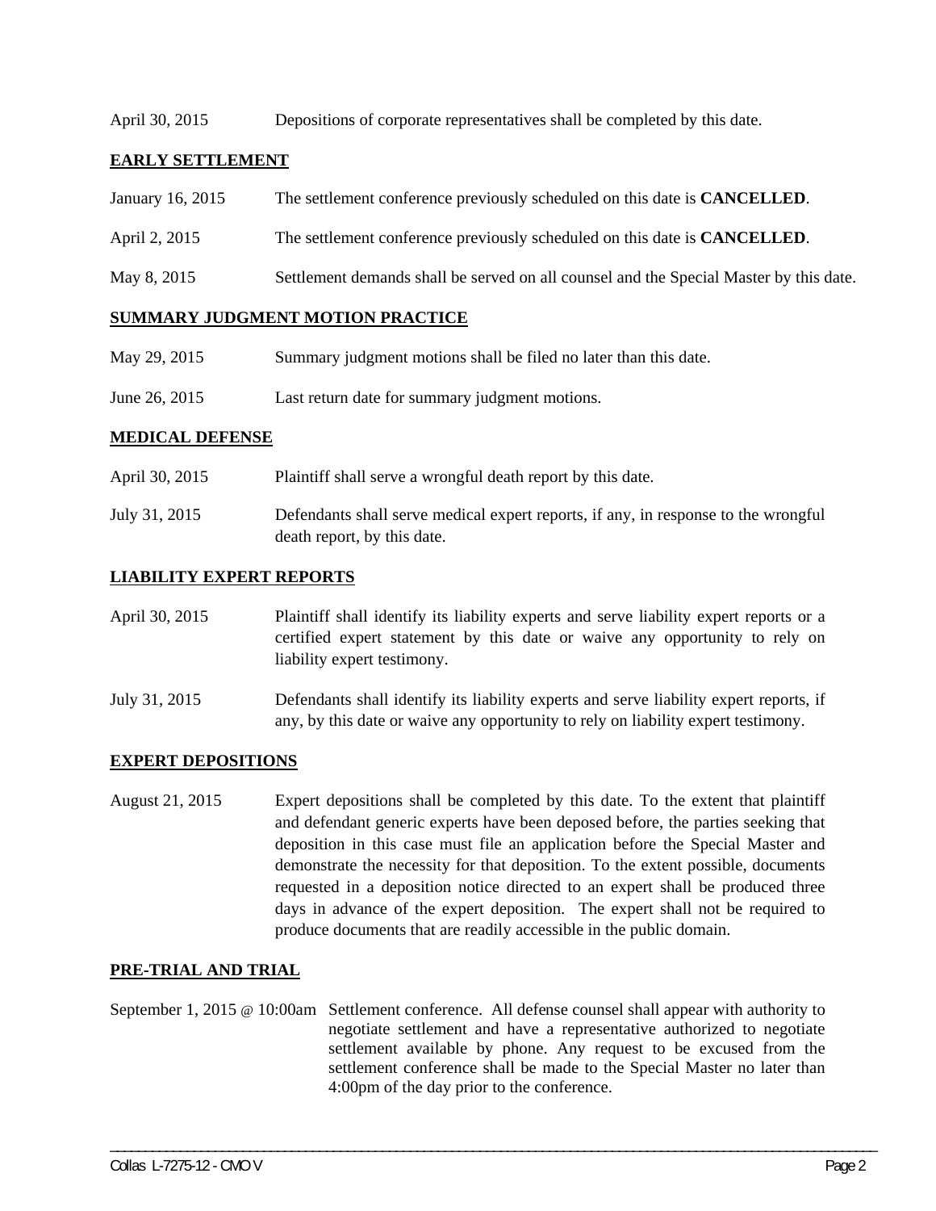April 30, 2015 Depositions of corporate representatives shall be completed by this date.

**EARLY SETTLEMENT**

January 16, 2015 The settlement conference previously scheduled on this date is **CANCELLED**.

April 2, 2015 The settlement conference previously scheduled on this date is **CANCELLED**.

May 8, 2015 Settlement demands shall be served on all counsel and the Special Master by this date.

**SUMMARY JUDGMENT MOTION PRACTICE**

May 29, 2015 Summary judgment motions shall be filed no later than this date.

June 26, 2015 Last return date for summary judgment motions.

**MEDICAL DEFENSE**

April 30, 2015 Plaintiff shall serve a wrongful death report by this date.

July 31, 2015 Defendants shall serve medical expert reports, if any, in response to the wrongful death report, by this date.

**LIABILITY EXPERT REPORTS**

April 30, 2015 Plaintiff shall identify its liability experts and serve liability expert reports or a certified expert statement by this date or waive any opportunity to rely on liability expert testimony.

July 31, 2015 Defendants shall identify its liability experts and serve liability expert reports, if any, by this date or waive any opportunity to rely on liability expert testimony.

**EXPERT DEPOSITIONS**

August 21, 2015 Expert depositions shall be completed by this date. To the extent that plaintiff and defendant generic experts have been deposed before, the parties seeking that deposition in this case must file an application before the Special Master and demonstrate the necessity for that deposition. To the extent possible, documents requested in a deposition notice directed to an expert shall be produced three days in advance of the expert deposition. The expert shall not be required to produce documents that are readily accessible in the public domain.

**PRE-TRIAL AND TRIAL**

September 1, 2015 @ 10:00am Settlement conference. All defense counsel shall appear with authority to negotiate settlement and have a representative authorized to negotiate settlement available by phone. Any request to be excused from the settlement conference shall be made to the Special Master no later than 4:00pm of the day prior to the conference.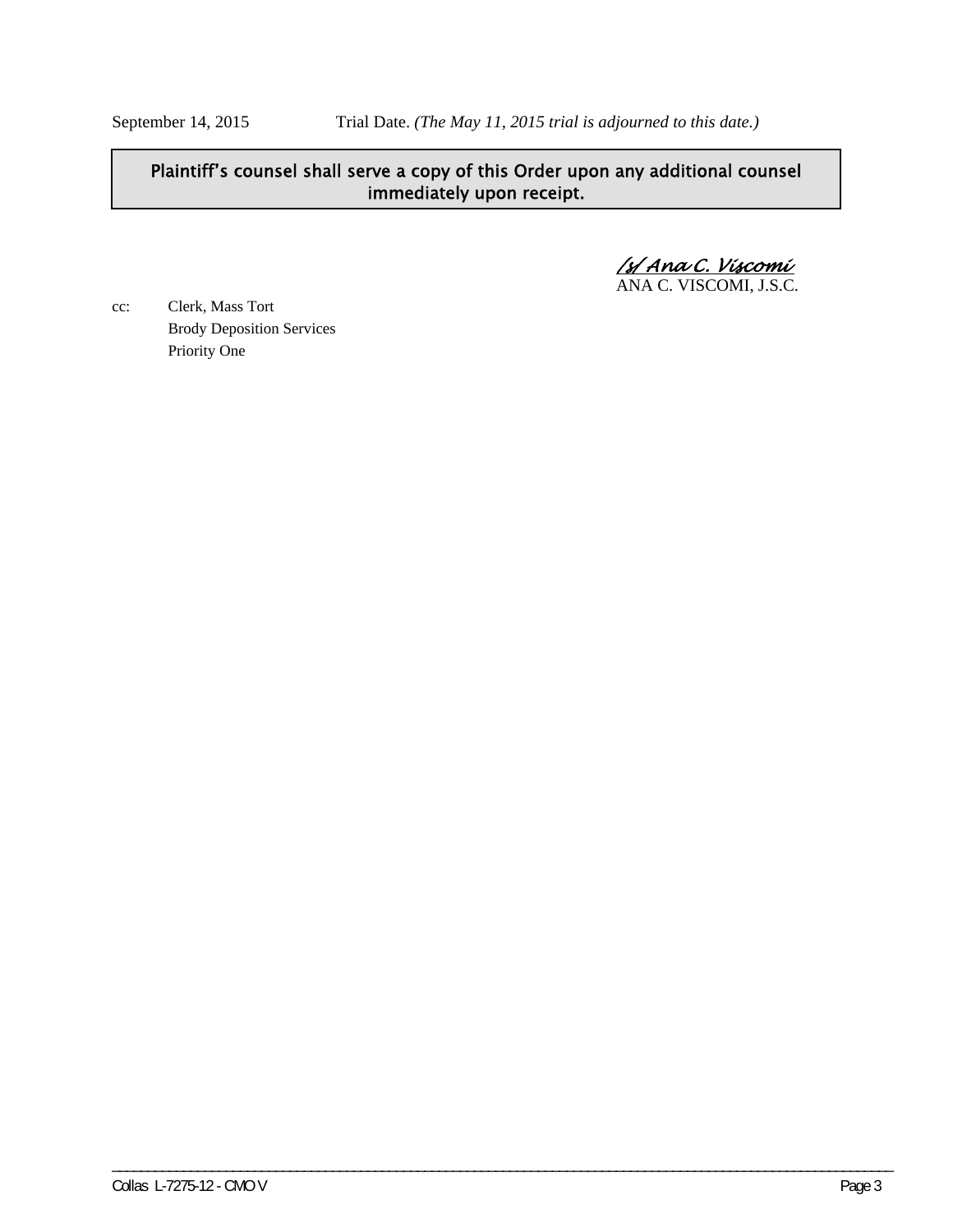| | |
|---|---|
| September 14, 2015 | Trial Date. *(The May 11, 2015 trial is adjourned to this date.)* |

**Plaintiff's counsel shall serve a copy of this Order upon any additional counsel immediately upon receipt.**

*/s/ Ana C. Viscomi*
ANA C. VISCOMI, J.S.C.

cc: Clerk, Mass Tort
Brody Deposition Services
Priority One